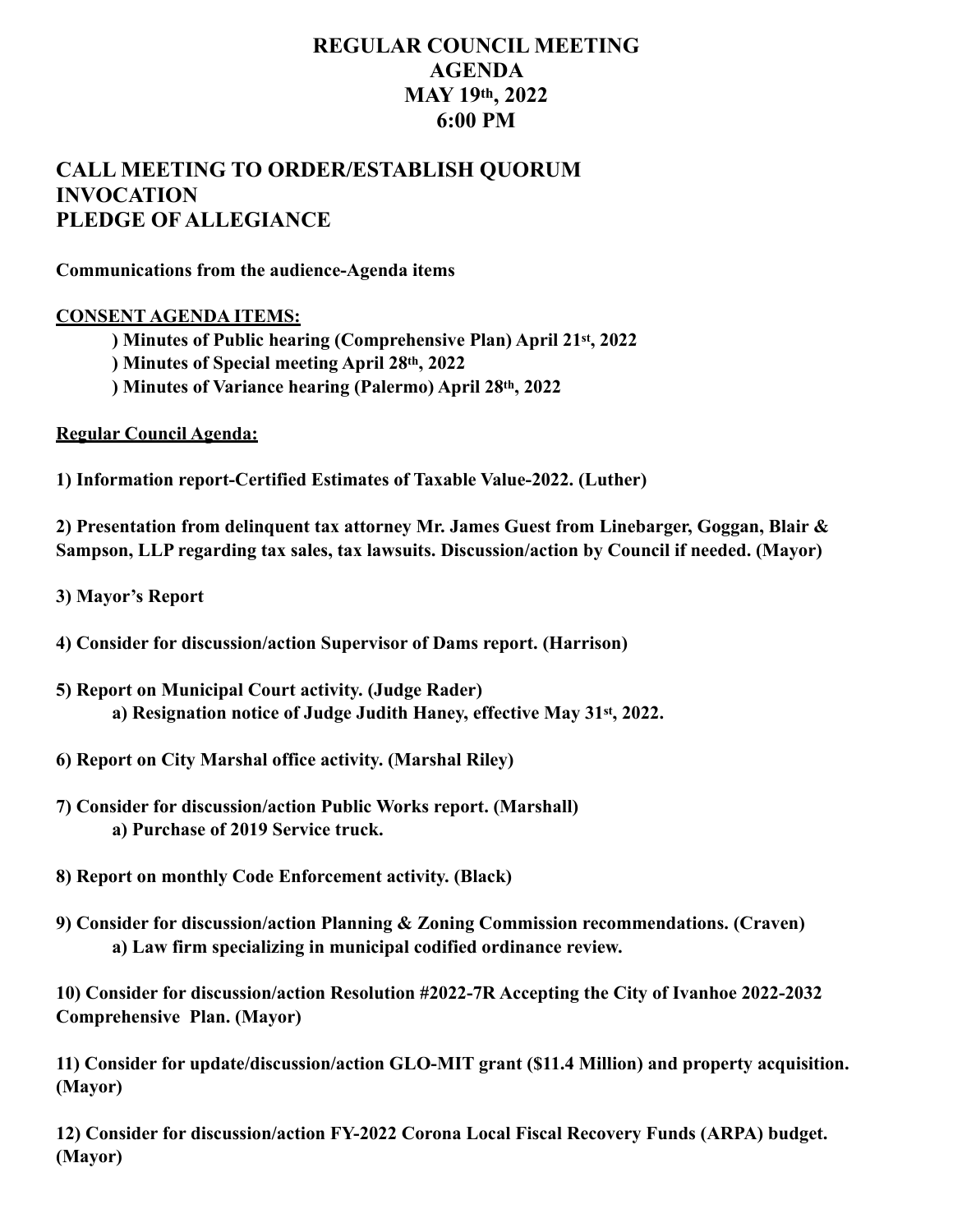# REGULAR COUNCIL MEETING
# AGENDA
# MAY 19th, 2022
# 6:00 PM

## CALL MEETING TO ORDER/ESTABLISH QUORUM
## INVOCATION
## PLEDGE OF ALLEGIANCE

**Communications from the audience-Agenda items**

**<u>CONSENT AGENDA ITEMS:</u>**

**) Minutes of Public hearing (Comprehensive Plan) April 21st, 2022**
**) Minutes of Special meeting April 28th, 2022**
**) Minutes of Variance hearing (Palermo) April 28th, 2022**

**<u>Regular Council Agenda:</u>**

**1) Information report-Certified Estimates of Taxable Value-2022. (Luther)**

**2) Presentation from delinquent tax attorney Mr. James Guest from Linebarger, Goggan, Blair & Sampson, LLP regarding tax sales, tax lawsuits. Discussion/action by Council if needed. (Mayor)**

**3) Mayor's Report**

**4) Consider for discussion/action Supervisor of Dams report. (Harrison)**

**5) Report on Municipal Court activity. (Judge Rader)**
**a) Resignation notice of Judge Judith Haney, effective May 31st, 2022.**

**6) Report on City Marshal office activity. (Marshal Riley)**

**7) Consider for discussion/action Public Works report. (Marshall)**
**a) Purchase of 2019 Service truck.**

**8) Report on monthly Code Enforcement activity. (Black)**

**9) Consider for discussion/action Planning & Zoning Commission recommendations. (Craven)**
**a) Law firm specializing in municipal codified ordinance review.**

**10) Consider for discussion/action Resolution #2022-7R Accepting the City of Ivanhoe 2022-2032 Comprehensive Plan. (Mayor)**

**11) Consider for update/discussion/action GLO-MIT grant ($11.4 Million) and property acquisition. (Mayor)**

**12) Consider for discussion/action FY-2022 Corona Local Fiscal Recovery Funds (ARPA) budget. (Mayor)**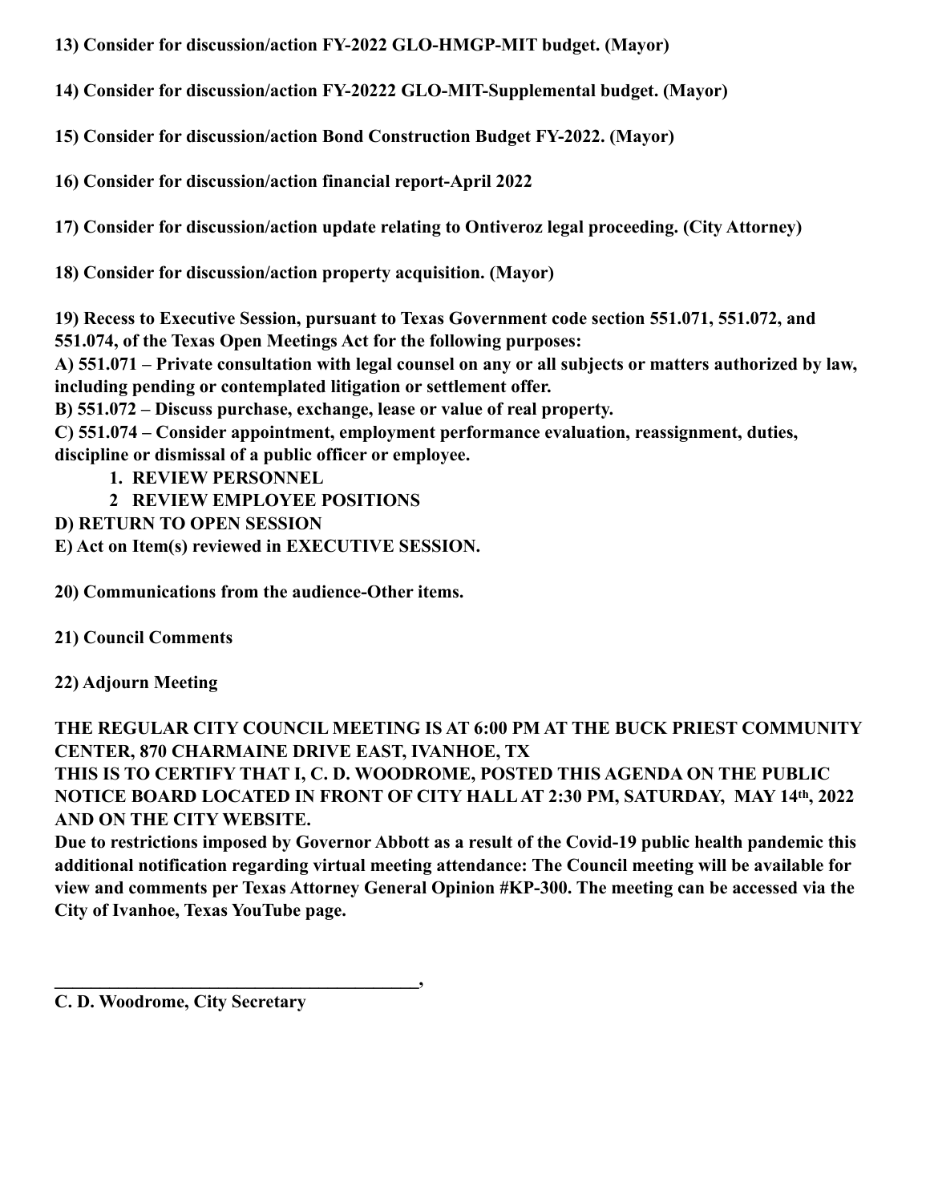**13) Consider for discussion/action FY-2022 GLO-HMGP-MIT budget. (Mayor)**

**14) Consider for discussion/action FY-20222 GLO-MIT-Supplemental budget. (Mayor)**

**15) Consider for discussion/action Bond Construction Budget FY-2022. (Mayor)**

**16) Consider for discussion/action financial report-April 2022**

**17) Consider for discussion/action update relating to Ontiveroz legal proceeding. (City Attorney)**

**18) Consider for discussion/action property acquisition. (Mayor)**

**19) Recess to Executive Session, pursuant to Texas Government code section 551.071, 551.072, and 551.074, of the Texas Open Meetings Act for the following purposes:**
**A) 551.071 – Private consultation with legal counsel on any or all subjects or matters authorized by law, including pending or contemplated litigation or settlement offer.**
**B) 551.072 – Discuss purchase, exchange, lease or value of real property.**
**C) 551.074 – Consider appointment, employment performance evaluation, reassignment, duties, discipline or dismissal of a public officer or employee.**

1. **REVIEW PERSONNEL**
2. **REVIEW EMPLOYEE POSITIONS**

**D) RETURN TO OPEN SESSION**
**E) Act on Item(s) reviewed in EXECUTIVE SESSION.**

**20) Communications from the audience-Other items.**

**21) Council Comments**

**22) Adjourn Meeting**

**THE REGULAR CITY COUNCIL MEETING IS AT 6:00 PM AT THE BUCK PRIEST COMMUNITY CENTER, 870 CHARMAINE DRIVE EAST, IVANHOE, TX**
**THIS IS TO CERTIFY THAT I, C. D. WOODROME, POSTED THIS AGENDA ON THE PUBLIC NOTICE BOARD LOCATED IN FRONT OF CITY HALL AT 2:30 PM, SATURDAY, MAY 14th, 2022 AND ON THE CITY WEBSITE.**
**Due to restrictions imposed by Governor Abbott as a result of the Covid-19 public health pandemic this additional notification regarding virtual meeting attendance: The Council meeting will be available for view and comments per Texas Attorney General Opinion #KP-300. The meeting can be accessed via the City of Ivanhoe, Texas YouTube page.**

**_________________________________________,**
**C. D. Woodrome, City Secretary**